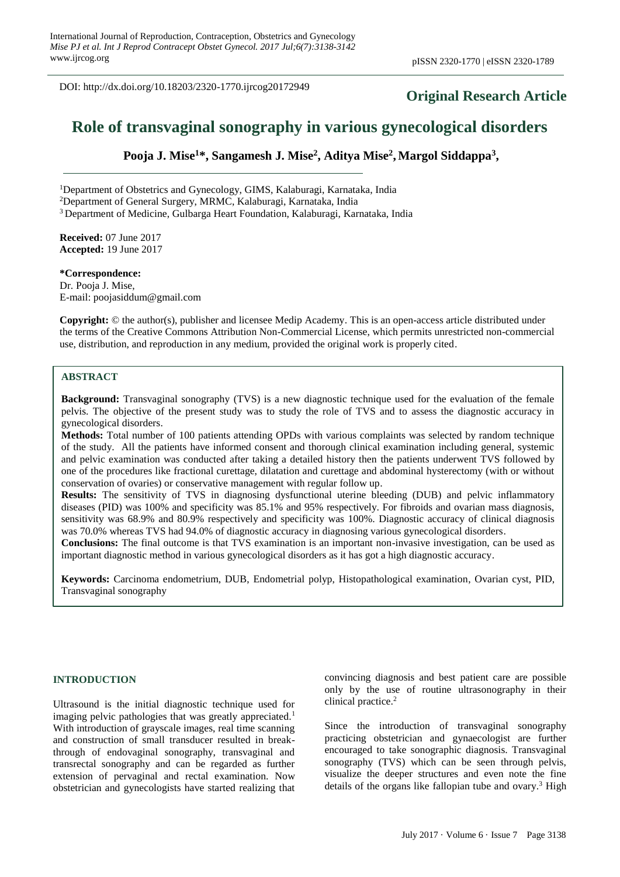International Journal of Reproduction, Contraception, Obstetrics and Gynecology
Mise PJ et al. Int J Reprod Contracept Obstet Gynecol. 2017 Jul;6(7):3138-3142
www.ijrcog.org

pISSN 2320-1770 | eISSN 2320-1789

DOI: http://dx.doi.org/10.18203/2320-1770.ijrcog20172949

**Original Research Article**

# Role of transvaginal sonography in various gynecological disorders

**Pooja J. Mise[1]*, Sangamesh J. Mise[2], Aditya Mise[2], Margol Siddappa[3],**

[1]Department of Obstetrics and Gynecology, GIMS, Kalaburagi, Karnataka, India
[2]Department of General Surgery, MRMC, Kalaburagi, Karnataka, India
[3]Department of Medicine, Gulbarga Heart Foundation, Kalaburagi, Karnataka, India

**Received:** 07 June 2017
**Accepted:** 19 June 2017

**\*Correspondence:**
Dr. Pooja J. Mise,
E-mail: poojasiddum@gmail.com

**Copyright:** © the author(s), publisher and licensee Medip Academy. This is an open-access article distributed under the terms of the Creative Commons Attribution Non-Commercial License, which permits unrestricted non-commercial use, distribution, and reproduction in any medium, provided the original work is properly cited.

## ABSTRACT

**Background:** Transvaginal sonography (TVS) is a new diagnostic technique used for the evaluation of the female pelvis. The objective of the present study was to study the role of TVS and to assess the diagnostic accuracy in gynecological disorders.

**Methods:** Total number of 100 patients attending OPDs with various complaints was selected by random technique of the study. All the patients have informed consent and thorough clinical examination including general, systemic and pelvic examination was conducted after taking a detailed history then the patients underwent TVS followed by one of the procedures like fractional curettage, dilatation and curettage and abdominal hysterectomy (with or without conservation of ovaries) or conservative management with regular follow up.

**Results:** The sensitivity of TVS in diagnosing dysfunctional uterine bleeding (DUB) and pelvic inflammatory diseases (PID) was 100% and specificity was 85.1% and 95% respectively. For fibroids and ovarian mass diagnosis, sensitivity was 68.9% and 80.9% respectively and specificity was 100%. Diagnostic accuracy of clinical diagnosis was 70.0% whereas TVS had 94.0% of diagnostic accuracy in diagnosing various gynecological disorders.

**Conclusions:** The final outcome is that TVS examination is an important non-invasive investigation, can be used as important diagnostic method in various gynecological disorders as it has got a high diagnostic accuracy.

**Keywords:** Carcinoma endometrium, DUB, Endometrial polyp, Histopathological examination, Ovarian cyst, PID, Transvaginal sonography

## INTRODUCTION

Ultrasound is the initial diagnostic technique used for imaging pelvic pathologies that was greatly appreciated.[1] With introduction of grayscale images, real time scanning and construction of small transducer resulted in break-through of endovaginal sonography, transvaginal and transrectal sonography and can be regarded as further extension of pervaginal and rectal examination. Now obstetrician and gynecologists have started realizing that convincing diagnosis and best patient care are possible only by the use of routine ultrasonography in their clinical practice.[2]

Since the introduction of transvaginal sonography practicing obstetrician and gynaecologist are further encouraged to take sonographic diagnosis. Transvaginal sonography (TVS) which can be seen through pelvis, visualize the deeper structures and even note the fine details of the organs like fallopian tube and ovary.[3] High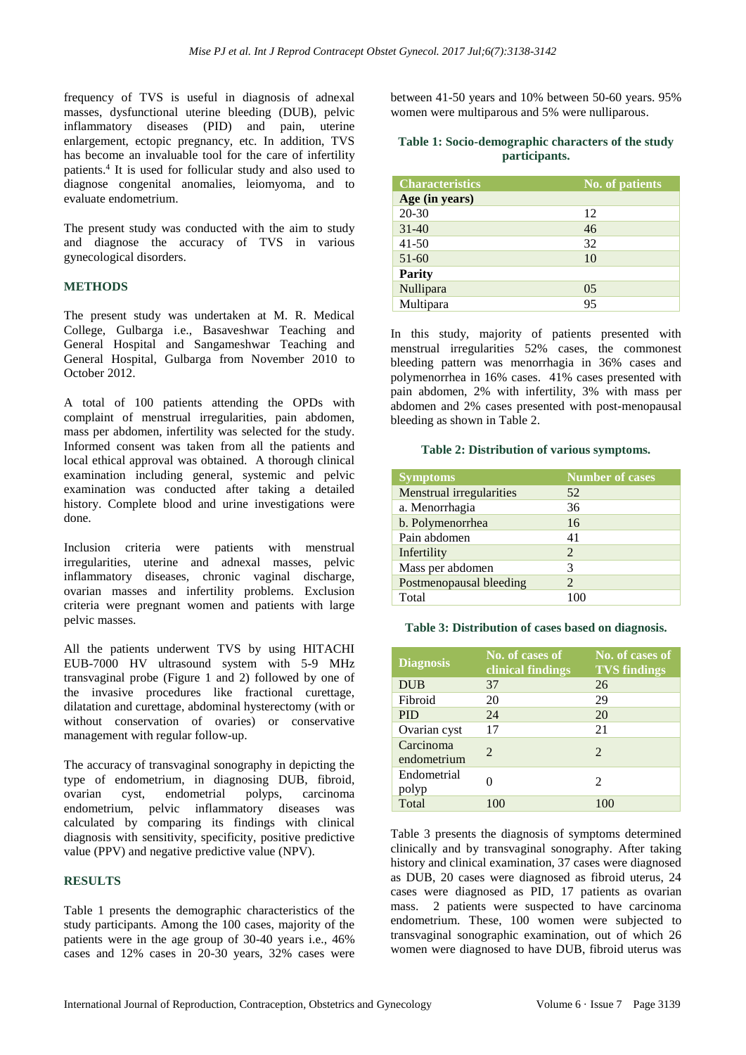frequency of TVS is useful in diagnosis of adnexal masses, dysfunctional uterine bleeding (DUB), pelvic inflammatory diseases (PID) and pain, uterine enlargement, ectopic pregnancy, etc. In addition, TVS has become an invaluable tool for the care of infertility patients.[4] It is used for follicular study and also used to diagnose congenital anomalies, leiomyoma, and to evaluate endometrium.

The present study was conducted with the aim to study and diagnose the accuracy of TVS in various gynecological disorders.

## METHODS

The present study was undertaken at M. R. Medical College, Gulbarga i.e., Basaveshwar Teaching and General Hospital and Sangameshwar Teaching and General Hospital, Gulbarga from November 2010 to October 2012.

A total of 100 patients attending the OPDs with complaint of menstrual irregularities, pain abdomen, mass per abdomen, infertility was selected for the study. Informed consent was taken from all the patients and local ethical approval was obtained. A thorough clinical examination including general, systemic and pelvic examination was conducted after taking a detailed history. Complete blood and urine investigations were done.

Inclusion criteria were patients with menstrual irregularities, uterine and adnexal masses, pelvic inflammatory diseases, chronic vaginal discharge, ovarian masses and infertility problems. Exclusion criteria were pregnant women and patients with large pelvic masses.

All the patients underwent TVS by using HITACHI EUB-7000 HV ultrasound system with 5-9 MHz transvaginal probe (Figure 1 and 2) followed by one of the invasive procedures like fractional curettage, dilatation and curettage, abdominal hysterectomy (with or without conservation of ovaries) or conservative management with regular follow-up.

The accuracy of transvaginal sonography in depicting the type of endometrium, in diagnosing DUB, fibroid, ovarian cyst, endometrial polyps, carcinoma endometrium, pelvic inflammatory diseases was calculated by comparing its findings with clinical diagnosis with sensitivity, specificity, positive predictive value (PPV) and negative predictive value (NPV).

## RESULTS

Table 1 presents the demographic characteristics of the study participants. Among the 100 cases, majority of the patients were in the age group of 30-40 years i.e., 46% cases and 12% cases in 20-30 years, 32% cases were between 41-50 years and 10% between 50-60 years. 95% women were multiparous and 5% were nulliparous.

**Table 1: Socio-demographic characters of the study participants.**

| Characteristics | No. of patients |
|---|---|
| **Age (in years)** | |
| 20-30 | 12 |
| 31-40 | 46 |
| 41-50 | 32 |
| 51-60 | 10 |
| **Parity** | |
| Nullipara | 05 |
| Multipara | 95 |

In this study, majority of patients presented with menstrual irregularities 52% cases, the commonest bleeding pattern was menorrhagia in 36% cases and polymenorrhea in 16% cases. 41% cases presented with pain abdomen, 2% with infertility, 3% with mass per abdomen and 2% cases presented with post-menopausal bleeding as shown in Table 2.

**Table 2: Distribution of various symptoms.**

| Symptoms | Number of cases |
|---|---|
| Menstrual irregularities | 52 |
| a. Menorrhagia | 36 |
| b. Polymenorrhea | 16 |
| Pain abdomen | 41 |
| Infertility | 2 |
| Mass per abdomen | 3 |
| Postmenopausal bleeding | 2 |
| Total | 100 |

**Table 3: Distribution of cases based on diagnosis.**

| Diagnosis | No. of cases of clinical findings | No. of cases of TVS findings |
|---|---|---|
| DUB | 37 | 26 |
| Fibroid | 20 | 29 |
| PID | 24 | 20 |
| Ovarian cyst | 17 | 21 |
| Carcinoma endometrium | 2 | 2 |
| Endometrial polyp | 0 | 2 |
| Total | 100 | 100 |

Table 3 presents the diagnosis of symptoms determined clinically and by transvaginal sonography. After taking history and clinical examination, 37 cases were diagnosed as DUB, 20 cases were diagnosed as fibroid uterus, 24 cases were diagnosed as PID, 17 patients as ovarian mass. 2 patients were suspected to have carcinoma endometrium. These, 100 women were subjected to transvaginal sonographic examination, out of which 26 women were diagnosed to have DUB, fibroid uterus was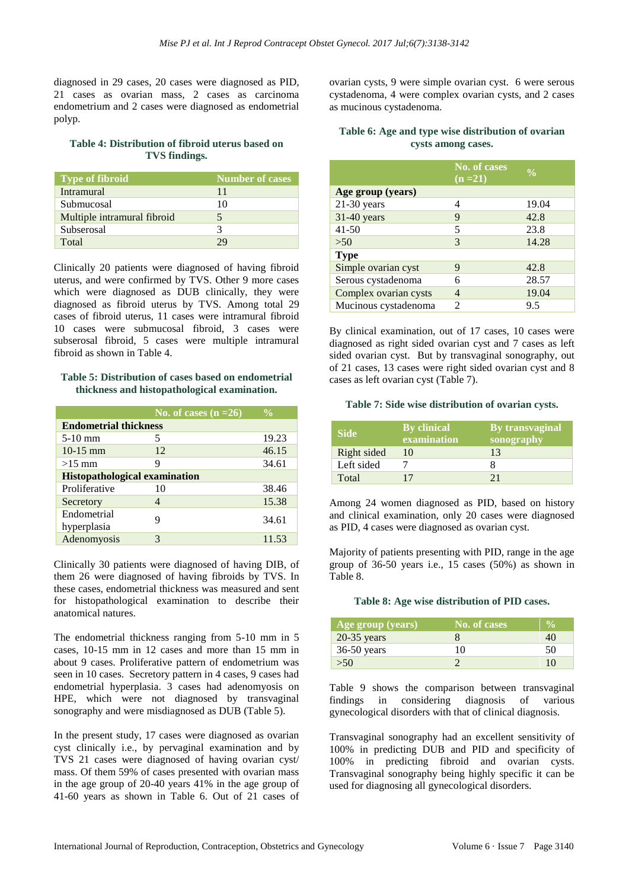diagnosed in 29 cases, 20 cases were diagnosed as PID, 21 cases as ovarian mass, 2 cases as carcinoma endometrium and 2 cases were diagnosed as endometrial polyp.

**Table 4: Distribution of fibroid uterus based on TVS findings.**

| Type of fibroid | Number of cases |
|---|---|
| Intramural | 11 |
| Submucosal | 10 |
| Multiple intramural fibroid | 5 |
| Subserosal | 3 |
| Total | 29 |

Clinically 20 patients were diagnosed of having fibroid uterus, and were confirmed by TVS. Other 9 more cases which were diagnosed as DUB clinically, they were diagnosed as fibroid uterus by TVS. Among total 29 cases of fibroid uterus, 11 cases were intramural fibroid 10 cases were submucosal fibroid, 3 cases were subserosal fibroid, 5 cases were multiple intramural fibroid as shown in Table 4.

**Table 5: Distribution of cases based on endometrial thickness and histopathological examination.**

| | No. of cases (n =26) | % |
|---|---|---|
| **Endometrial thickness** | | |
| 5-10 mm | 5 | 19.23 |
| 10-15 mm | 12 | 46.15 |
| >15 mm | 9 | 34.61 |
| **Histopathological examination** | | |
| Proliferative | 10 | 38.46 |
| Secretory | 4 | 15.38 |
| Endometrial hyperplasia | 9 | 34.61 |
| Adenomyosis | 3 | 11.53 |

Clinically 30 patients were diagnosed of having DIB, of them 26 were diagnosed of having fibroids by TVS. In these cases, endometrial thickness was measured and sent for histopathological examination to describe their anatomical natures.

The endometrial thickness ranging from 5-10 mm in 5 cases, 10-15 mm in 12 cases and more than 15 mm in about 9 cases. Proliferative pattern of endometrium was seen in 10 cases. Secretory pattern in 4 cases, 9 cases had endometrial hyperplasia. 3 cases had adenomyosis on HPE, which were not diagnosed by transvaginal sonography and were misdiagnosed as DUB (Table 5).

In the present study, 17 cases were diagnosed as ovarian cyst clinically i.e., by pervaginal examination and by TVS 21 cases were diagnosed of having ovarian cyst/ mass. Of them 59% of cases presented with ovarian mass in the age group of 20-40 years 41% in the age group of 41-60 years as shown in Table 6. Out of 21 cases of ovarian cysts, 9 were simple ovarian cyst. 6 were serous cystadenoma, 4 were complex ovarian cysts, and 2 cases as mucinous cystadenoma.

**Table 6: Age and type wise distribution of ovarian cysts among cases.**

| | No. of cases (n =21) | % |
|---|---|---|
| **Age group (years)** | | |
| 21-30 years | 4 | 19.04 |
| 31-40 years | 9 | 42.8 |
| 41-50 | 5 | 23.8 |
| >50 | 3 | 14.28 |
| **Type** | | |
| Simple ovarian cyst | 9 | 42.8 |
| Serous cystadenoma | 6 | 28.57 |
| Complex ovarian cysts | 4 | 19.04 |
| Mucinous cystadenoma | 2 | 9.5 |

By clinical examination, out of 17 cases, 10 cases were diagnosed as right sided ovarian cyst and 7 cases as left sided ovarian cyst. But by transvaginal sonography, out of 21 cases, 13 cases were right sided ovarian cyst and 8 cases as left ovarian cyst (Table 7).

**Table 7: Side wise distribution of ovarian cysts.**

| Side | By clinical examination | By transvaginal sonography |
|---|---|---|
| Right sided | 10 | 13 |
| Left sided | 7 | 8 |
| Total | 17 | 21 |

Among 24 women diagnosed as PID, based on history and clinical examination, only 20 cases were diagnosed as PID, 4 cases were diagnosed as ovarian cyst.

Majority of patients presenting with PID, range in the age group of 36-50 years i.e., 15 cases (50%) as shown in Table 8.

**Table 8: Age wise distribution of PID cases.**

| Age group (years) | No. of cases | % |
|---|---|---|
| 20-35 years | 8 | 40 |
| 36-50 years | 10 | 50 |
| >50 | 2 | 10 |

Table 9 shows the comparison between transvaginal findings in considering diagnosis of various gynecological disorders with that of clinical diagnosis.

Transvaginal sonography had an excellent sensitivity of 100% in predicting DUB and PID and specificity of 100% in predicting fibroid and ovarian cysts. Transvaginal sonography being highly specific it can be used for diagnosing all gynecological disorders.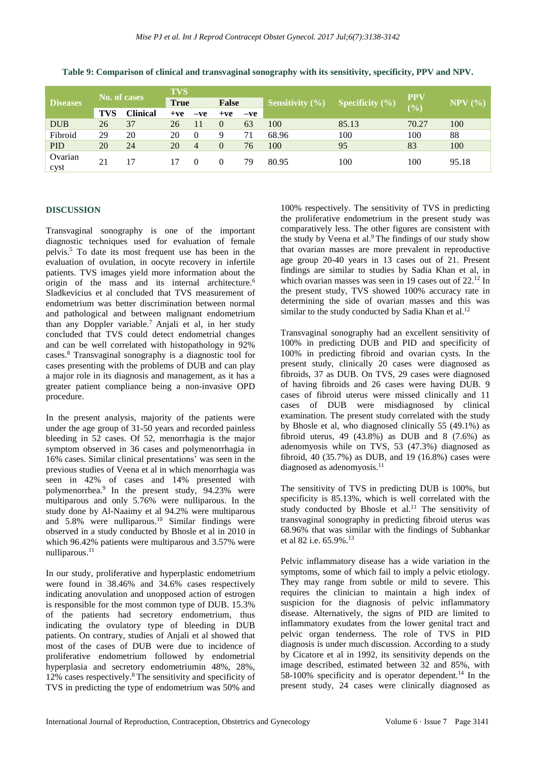**Table 9: Comparison of clinical and transvaginal sonography with its sensitivity, specificity, PPV and NPV.**

| Diseases | No. of cases | | TVS | | | | Sensitivity (%) | Specificity (%) | PPV (%) | NPV (%) |
|---|---|---|---|---|---|---|---|---|---|---|
| | | | True | | False | | | | | |
| | TVS | Clinical | +ve | –ve | +ve | –ve | | | | |
| DUB | 26 | 37 | 26 | 11 | 0 | 63 | 100 | 85.13 | 70.27 | 100 |
| Fibroid | 29 | 20 | 20 | 0 | 9 | 71 | 68.96 | 100 | 100 | 88 |
| PID | 20 | 24 | 20 | 4 | 0 | 76 | 100 | 95 | 83 | 100 |
| Ovarian cyst | 21 | 17 | 17 | 0 | 0 | 79 | 80.95 | 100 | 100 | 95.18 |

## DISCUSSION

Transvaginal sonography is one of the important diagnostic techniques used for evaluation of female pelvis.[5] To date its most frequent use has been in the evaluation of ovulation, in oocyte recovery in infertile patients. TVS images yield more information about the origin of the mass and its internal architecture.[6] Sladkevicius et al concluded that TVS measurement of endometrium was better discrimination between normal and pathological and between malignant endometrium than any Doppler variable.[7] Anjali et al, in her study concluded that TVS could detect endometrial changes and can be well correlated with histopathology in 92% cases.[8] Transvaginal sonography is a diagnostic tool for cases presenting with the problems of DUB and can play a major role in its diagnosis and management, as it has a greater patient compliance being a non-invasive OPD procedure.

In the present analysis, majority of the patients were under the age group of 31-50 years and recorded painless bleeding in 52 cases. Of 52, menorrhagia is the major symptom observed in 36 cases and polymenorrhagia in 16% cases. Similar clinical presentations' was seen in the previous studies of Veena et al in which menorrhagia was seen in 42% of cases and 14% presented with polymenorrhea.[9] In the present study, 94.23% were multiparous and only 5.76% were nulliparous. In the study done by Al-Naaimy et al 94.2% were multiparous and 5.8% were nulliparous.[10] Similar findings were observed in a study conducted by Bhosle et al in 2010 in which 96.42% patients were multiparous and 3.57% were nulliparous.[11]

In our study, proliferative and hyperplastic endometrium were found in 38.46% and 34.6% cases respectively indicating anovulation and unopposed action of estrogen is responsible for the most common type of DUB. 15.3% of the patients had secretory endometrium, thus indicating the ovulatory type of bleeding in DUB patients. On contrary, studies of Anjali et al showed that most of the cases of DUB were due to incidence of proliferative endometrium followed by endometrial hyperplasia and secretory endometriumin 48%, 28%, 12% cases respectively.[8] The sensitivity and specificity of TVS in predicting the type of endometrium was 50% and 100% respectively. The sensitivity of TVS in predicting the proliferative endometrium in the present study was comparatively less. The other figures are consistent with the study by Veena et al.[9] The findings of our study show that ovarian masses are more prevalent in reproductive age group 20-40 years in 13 cases out of 21. Present findings are similar to studies by Sadia Khan et al, in which ovarian masses was seen in 19 cases out of 22.[12] In the present study, TVS showed 100% accuracy rate in determining the side of ovarian masses and this was similar to the study conducted by Sadia Khan et al.[12]

Transvaginal sonography had an excellent sensitivity of 100% in predicting DUB and PID and specificity of 100% in predicting fibroid and ovarian cysts. In the present study, clinically 20 cases were diagnosed as fibroids, 37 as DUB. On TVS, 29 cases were diagnosed of having fibroids and 26 cases were having DUB. 9 cases of fibroid uterus were missed clinically and 11 cases of DUB were misdiagnosed by clinical examination. The present study correlated with the study by Bhosle et al, who diagnosed clinically 55 (49.1%) as fibroid uterus, 49 (43.8%) as DUB and 8 (7.6%) as adenomyosis while on TVS, 53 (47.3%) diagnosed as fibroid, 40 (35.7%) as DUB, and 19 (16.8%) cases were diagnosed as adenomyosis.[11]

The sensitivity of TVS in predicting DUB is 100%, but specificity is 85.13%, which is well correlated with the study conducted by Bhosle et al.[11] The sensitivity of transvaginal sonography in predicting fibroid uterus was 68.96% that was similar with the findings of Subhankar et al 82 i.e. 65.9%.[13]

Pelvic inflammatory disease has a wide variation in the symptoms, some of which fail to imply a pelvic etiology. They may range from subtle or mild to severe. This requires the clinician to maintain a high index of suspicion for the diagnosis of pelvic inflammatory disease. Alternatively, the signs of PID are limited to inflammatory exudates from the lower genital tract and pelvic organ tenderness. The role of TVS in PID diagnosis is under much discussion. According to a study by Cicatore et al in 1992, its sensitivity depends on the image described, estimated between 32 and 85%, with 58-100% specificity and is operator dependent.[14] In the present study, 24 cases were clinically diagnosed as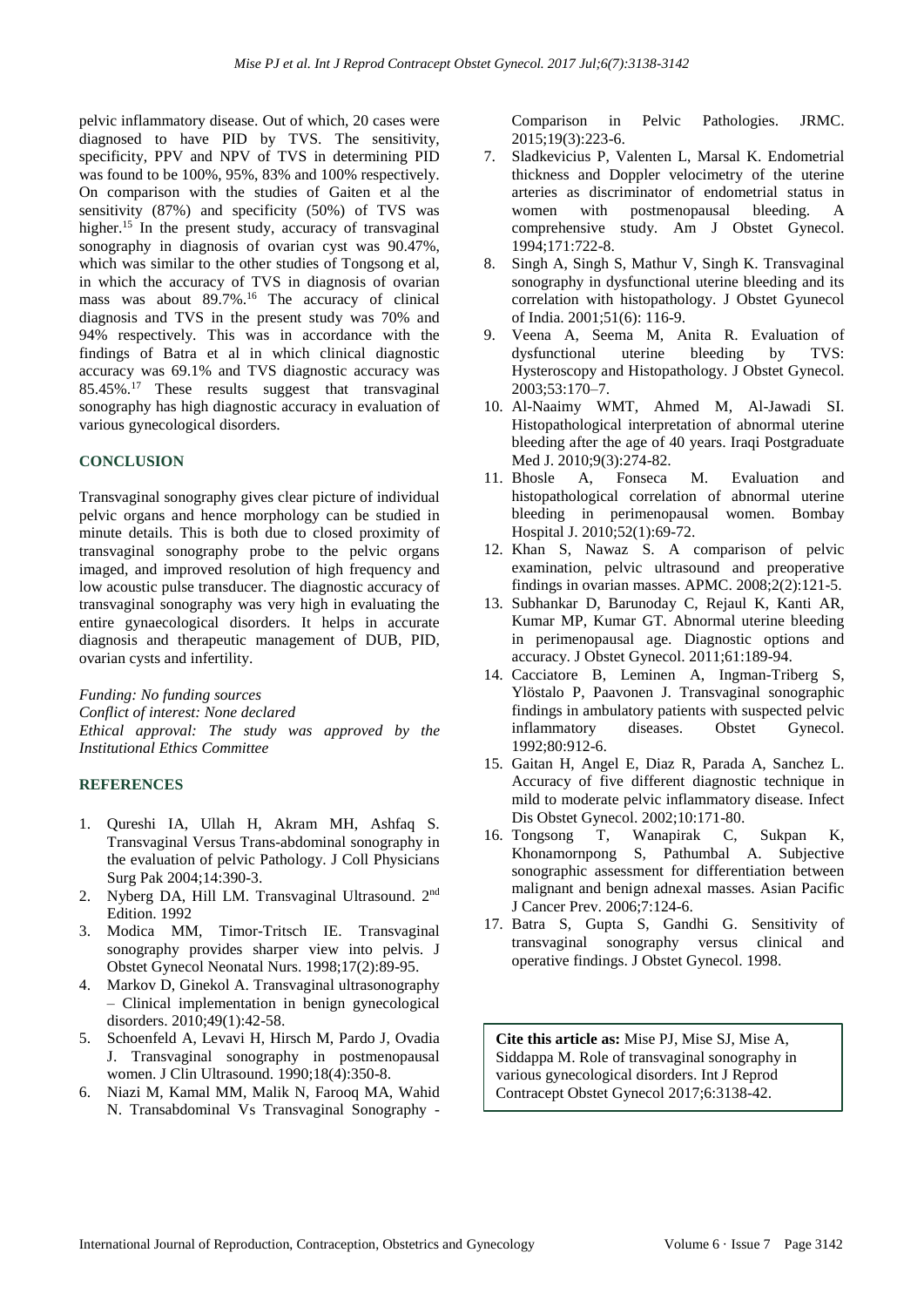pelvic inflammatory disease. Out of which, 20 cases were diagnosed to have PID by TVS. The sensitivity, specificity, PPV and NPV of TVS in determining PID was found to be 100%, 95%, 83% and 100% respectively. On comparison with the studies of Gaiten et al the sensitivity (87%) and specificity (50%) of TVS was higher.[15] In the present study, accuracy of transvaginal sonography in diagnosis of ovarian cyst was 90.47%, which was similar to the other studies of Tongsong et al, in which the accuracy of TVS in diagnosis of ovarian mass was about 89.7%.[16] The accuracy of clinical diagnosis and TVS in the present study was 70% and 94% respectively. This was in accordance with the findings of Batra et al in which clinical diagnostic accuracy was 69.1% and TVS diagnostic accuracy was 85.45%.[17] These results suggest that transvaginal sonography has high diagnostic accuracy in evaluation of various gynecological disorders.

## CONCLUSION

Transvaginal sonography gives clear picture of individual pelvic organs and hence morphology can be studied in minute details. This is both due to closed proximity of transvaginal sonography probe to the pelvic organs imaged, and improved resolution of high frequency and low acoustic pulse transducer. The diagnostic accuracy of transvaginal sonography was very high in evaluating the entire gynaecological disorders. It helps in accurate diagnosis and therapeutic management of DUB, PID, ovarian cysts and infertility.

*Funding: No funding sources*
*Conflict of interest: None declared*
*Ethical approval: The study was approved by the Institutional Ethics Committee*

## REFERENCES

1. Qureshi IA, Ullah H, Akram MH, Ashfaq S. Transvaginal Versus Trans-abdominal sonography in the evaluation of pelvic Pathology. J Coll Physicians Surg Pak 2004;14:390-3.
2. Nyberg DA, Hill LM. Transvaginal Ultrasound. 2nd Edition. 1992
3. Modica MM, Timor-Tritsch IE. Transvaginal sonography provides sharper view into pelvis. J Obstet Gynecol Neonatal Nurs. 1998;17(2):89-95.
4. Markov D, Ginekol A. Transvaginal ultrasonography – Clinical implementation in benign gynecological disorders. 2010;49(1):42-58.
5. Schoenfeld A, Levavi H, Hirsch M, Pardo J, Ovadia J. Transvaginal sonography in postmenopausal women. J Clin Ultrasound. 1990;18(4):350-8.
6. Niazi M, Kamal MM, Malik N, Farooq MA, Wahid N. Transabdominal Vs Transvaginal Sonography - Comparison in Pelvic Pathologies. JRMC. 2015;19(3):223-6.
7. Sladkevicius P, Valenten L, Marsal K. Endometrial thickness and Doppler velocimetry of the uterine arteries as discriminator of endometrial status in women with postmenopausal bleeding. A comprehensive study. Am J Obstet Gynecol. 1994;171:722-8.
8. Singh A, Singh S, Mathur V, Singh K. Transvaginal sonography in dysfunctional uterine bleeding and its correlation with histopathology. J Obstet Gyunecol of India. 2001;51(6): 116-9.
9. Veena A, Seema M, Anita R. Evaluation of dysfunctional uterine bleeding by TVS: Hysteroscopy and Histopathology. J Obstet Gynecol. 2003;53:170–7.
10. Al-Naaimy WMT, Ahmed M, Al-Jawadi SI. Histopathological interpretation of abnormal uterine bleeding after the age of 40 years. Iraqi Postgraduate Med J. 2010;9(3):274-82.
11. Bhosle A, Fonseca M. Evaluation and histopathological correlation of abnormal uterine bleeding in perimenopausal women. Bombay Hospital J. 2010;52(1):69-72.
12. Khan S, Nawaz S. A comparison of pelvic examination, pelvic ultrasound and preoperative findings in ovarian masses. APMC. 2008;2(2):121-5.
13. Subhankar D, Barunoday C, Rejaul K, Kanti AR, Kumar MP, Kumar GT. Abnormal uterine bleeding in perimenopausal age. Diagnostic options and accuracy. J Obstet Gynecol. 2011;61:189-94.
14. Cacciatore B, Leminen A, Ingman-Triberg S, Ylöstalo P, Paavonen J. Transvaginal sonographic findings in ambulatory patients with suspected pelvic inflammatory diseases. Obstet Gynecol. 1992;80:912-6.
15. Gaitan H, Angel E, Diaz R, Parada A, Sanchez L. Accuracy of five different diagnostic technique in mild to moderate pelvic inflammatory disease. Infect Dis Obstet Gynecol. 2002;10:171-80.
16. Tongsong T, Wanapirak C, Sukpan K, Khonamornpong S, Pathumbal A. Subjective sonographic assessment for differentiation between malignant and benign adnexal masses. Asian Pacific J Cancer Prev. 2006;7:124-6.
17. Batra S, Gupta S, Gandhi G. Sensitivity of transvaginal sonography versus clinical and operative findings. J Obstet Gynecol. 1998.

**Cite this article as:** Mise PJ, Mise SJ, Mise A, Siddappa M. Role of transvaginal sonography in various gynecological disorders. Int J Reprod Contracept Obstet Gynecol 2017;6:3138-42.